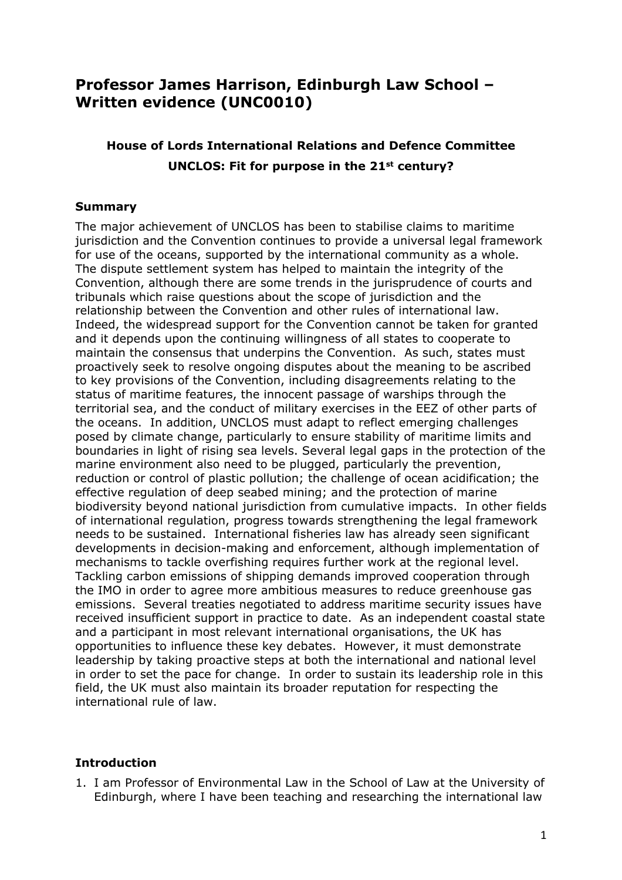# Professor James Harrison, Edinburgh Law School – Written evidence (UNC0010)

### House of Lords International Relations and Defence Committee
### UNCLOS: Fit for purpose in the 21st century?

## Summary

The major achievement of UNCLOS has been to stabilise claims to maritime jurisdiction and the Convention continues to provide a universal legal framework for use of the oceans, supported by the international community as a whole. The dispute settlement system has helped to maintain the integrity of the Convention, although there are some trends in the jurisprudence of courts and tribunals which raise questions about the scope of jurisdiction and the relationship between the Convention and other rules of international law. Indeed, the widespread support for the Convention cannot be taken for granted and it depends upon the continuing willingness of all states to cooperate to maintain the consensus that underpins the Convention. As such, states must proactively seek to resolve ongoing disputes about the meaning to be ascribed to key provisions of the Convention, including disagreements relating to the status of maritime features, the innocent passage of warships through the territorial sea, and the conduct of military exercises in the EEZ of other parts of the oceans. In addition, UNCLOS must adapt to reflect emerging challenges posed by climate change, particularly to ensure stability of maritime limits and boundaries in light of rising sea levels. Several legal gaps in the protection of the marine environment also need to be plugged, particularly the prevention, reduction or control of plastic pollution; the challenge of ocean acidification; the effective regulation of deep seabed mining; and the protection of marine biodiversity beyond national jurisdiction from cumulative impacts. In other fields of international regulation, progress towards strengthening the legal framework needs to be sustained. International fisheries law has already seen significant developments in decision-making and enforcement, although implementation of mechanisms to tackle overfishing requires further work at the regional level. Tackling carbon emissions of shipping demands improved cooperation through the IMO in order to agree more ambitious measures to reduce greenhouse gas emissions. Several treaties negotiated to address maritime security issues have received insufficient support in practice to date. As an independent coastal state and a participant in most relevant international organisations, the UK has opportunities to influence these key debates. However, it must demonstrate leadership by taking proactive steps at both the international and national level in order to set the pace for change. In order to sustain its leadership role in this field, the UK must also maintain its broader reputation for respecting the international rule of law.

## Introduction

1. I am Professor of Environmental Law in the School of Law at the University of Edinburgh, where I have been teaching and researching the international law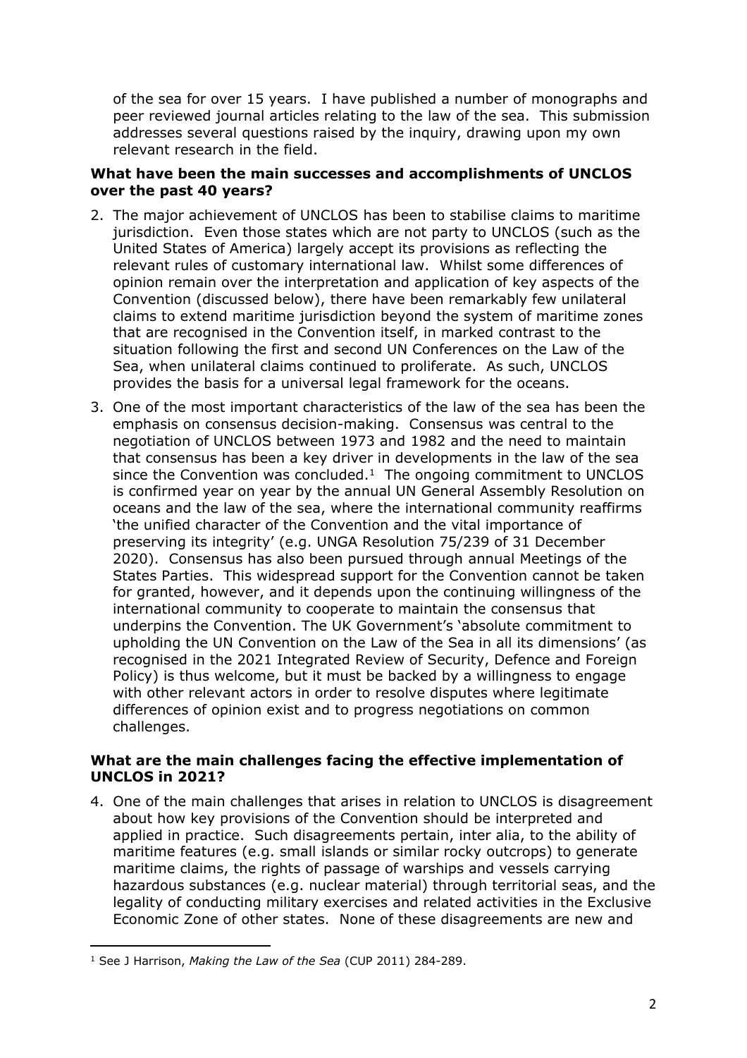of the sea for over 15 years. I have published a number of monographs and peer reviewed journal articles relating to the law of the sea. This submission addresses several questions raised by the inquiry, drawing upon my own relevant research in the field.

**What have been the main successes and accomplishments of UNCLOS over the past 40 years?**

2. The major achievement of UNCLOS has been to stabilise claims to maritime jurisdiction. Even those states which are not party to UNCLOS (such as the United States of America) largely accept its provisions as reflecting the relevant rules of customary international law. Whilst some differences of opinion remain over the interpretation and application of key aspects of the Convention (discussed below), there have been remarkably few unilateral claims to extend maritime jurisdiction beyond the system of maritime zones that are recognised in the Convention itself, in marked contrast to the situation following the first and second UN Conferences on the Law of the Sea, when unilateral claims continued to proliferate. As such, UNCLOS provides the basis for a universal legal framework for the oceans.

3. One of the most important characteristics of the law of the sea has been the emphasis on consensus decision-making. Consensus was central to the negotiation of UNCLOS between 1973 and 1982 and the need to maintain that consensus has been a key driver in developments in the law of the sea since the Convention was concluded.[1] The ongoing commitment to UNCLOS is confirmed year on year by the annual UN General Assembly Resolution on oceans and the law of the sea, where the international community reaffirms 'the unified character of the Convention and the vital importance of preserving its integrity' (e.g. UNGA Resolution 75/239 of 31 December 2020). Consensus has also been pursued through annual Meetings of the States Parties. This widespread support for the Convention cannot be taken for granted, however, and it depends upon the continuing willingness of the international community to cooperate to maintain the consensus that underpins the Convention. The UK Government's 'absolute commitment to upholding the UN Convention on the Law of the Sea in all its dimensions' (as recognised in the 2021 Integrated Review of Security, Defence and Foreign Policy) is thus welcome, but it must be backed by a willingness to engage with other relevant actors in order to resolve disputes where legitimate differences of opinion exist and to progress negotiations on common challenges.

**What are the main challenges facing the effective implementation of UNCLOS in 2021?**

4. One of the main challenges that arises in relation to UNCLOS is disagreement about how key provisions of the Convention should be interpreted and applied in practice. Such disagreements pertain, inter alia, to the ability of maritime features (e.g. small islands or similar rocky outcrops) to generate maritime claims, the rights of passage of warships and vessels carrying hazardous substances (e.g. nuclear material) through territorial seas, and the legality of conducting military exercises and related activities in the Exclusive Economic Zone of other states. None of these disagreements are new and

[1] See J Harrison, *Making the Law of the Sea* (CUP 2011) 284-289.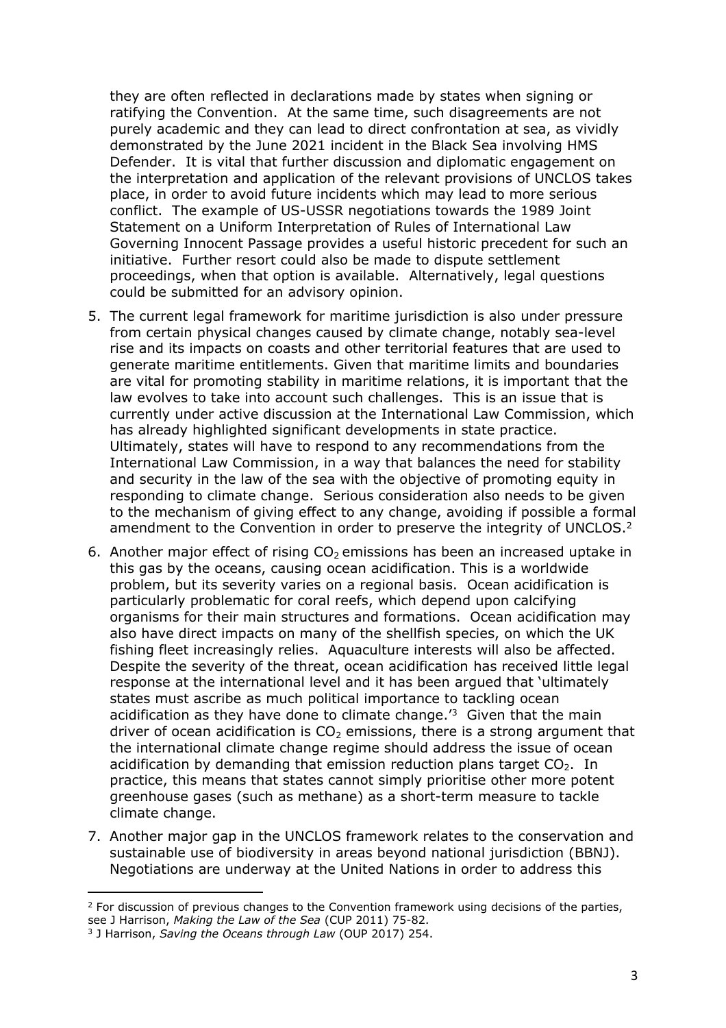they are often reflected in declarations made by states when signing or ratifying the Convention. At the same time, such disagreements are not purely academic and they can lead to direct confrontation at sea, as vividly demonstrated by the June 2021 incident in the Black Sea involving HMS Defender. It is vital that further discussion and diplomatic engagement on the interpretation and application of the relevant provisions of UNCLOS takes place, in order to avoid future incidents which may lead to more serious conflict. The example of US-USSR negotiations towards the 1989 Joint Statement on a Uniform Interpretation of Rules of International Law Governing Innocent Passage provides a useful historic precedent for such an initiative. Further resort could also be made to dispute settlement proceedings, when that option is available. Alternatively, legal questions could be submitted for an advisory opinion.

5. The current legal framework for maritime jurisdiction is also under pressure from certain physical changes caused by climate change, notably sea-level rise and its impacts on coasts and other territorial features that are used to generate maritime entitlements. Given that maritime limits and boundaries are vital for promoting stability in maritime relations, it is important that the law evolves to take into account such challenges. This is an issue that is currently under active discussion at the International Law Commission, which has already highlighted significant developments in state practice. Ultimately, states will have to respond to any recommendations from the International Law Commission, in a way that balances the need for stability and security in the law of the sea with the objective of promoting equity in responding to climate change. Serious consideration also needs to be given to the mechanism of giving effect to any change, avoiding if possible a formal amendment to the Convention in order to preserve the integrity of UNCLOS.[2]

6. Another major effect of rising $CO_2$ emissions has been an increased uptake in this gas by the oceans, causing ocean acidification. This is a worldwide problem, but its severity varies on a regional basis. Ocean acidification is particularly problematic for coral reefs, which depend upon calcifying organisms for their main structures and formations. Ocean acidification may also have direct impacts on many of the shellfish species, on which the UK fishing fleet increasingly relies. Aquaculture interests will also be affected. Despite the severity of the threat, ocean acidification has received little legal response at the international level and it has been argued that 'ultimately states must ascribe as much political importance to tackling ocean acidification as they have done to climate change.'[3] Given that the main driver of ocean acidification is $CO_2$ emissions, there is a strong argument that the international climate change regime should address the issue of ocean acidification by demanding that emission reduction plans target $CO_2$. In practice, this means that states cannot simply prioritise other more potent greenhouse gases (such as methane) as a short-term measure to tackle climate change.

7. Another major gap in the UNCLOS framework relates to the conservation and sustainable use of biodiversity in areas beyond national jurisdiction (BBNJ). Negotiations are underway at the United Nations in order to address this

---

[2] For discussion of previous changes to the Convention framework using decisions of the parties, see J Harrison, *Making the Law of the Sea* (CUP 2011) 75-82.

[3] J Harrison, *Saving the Oceans through Law* (OUP 2017) 254.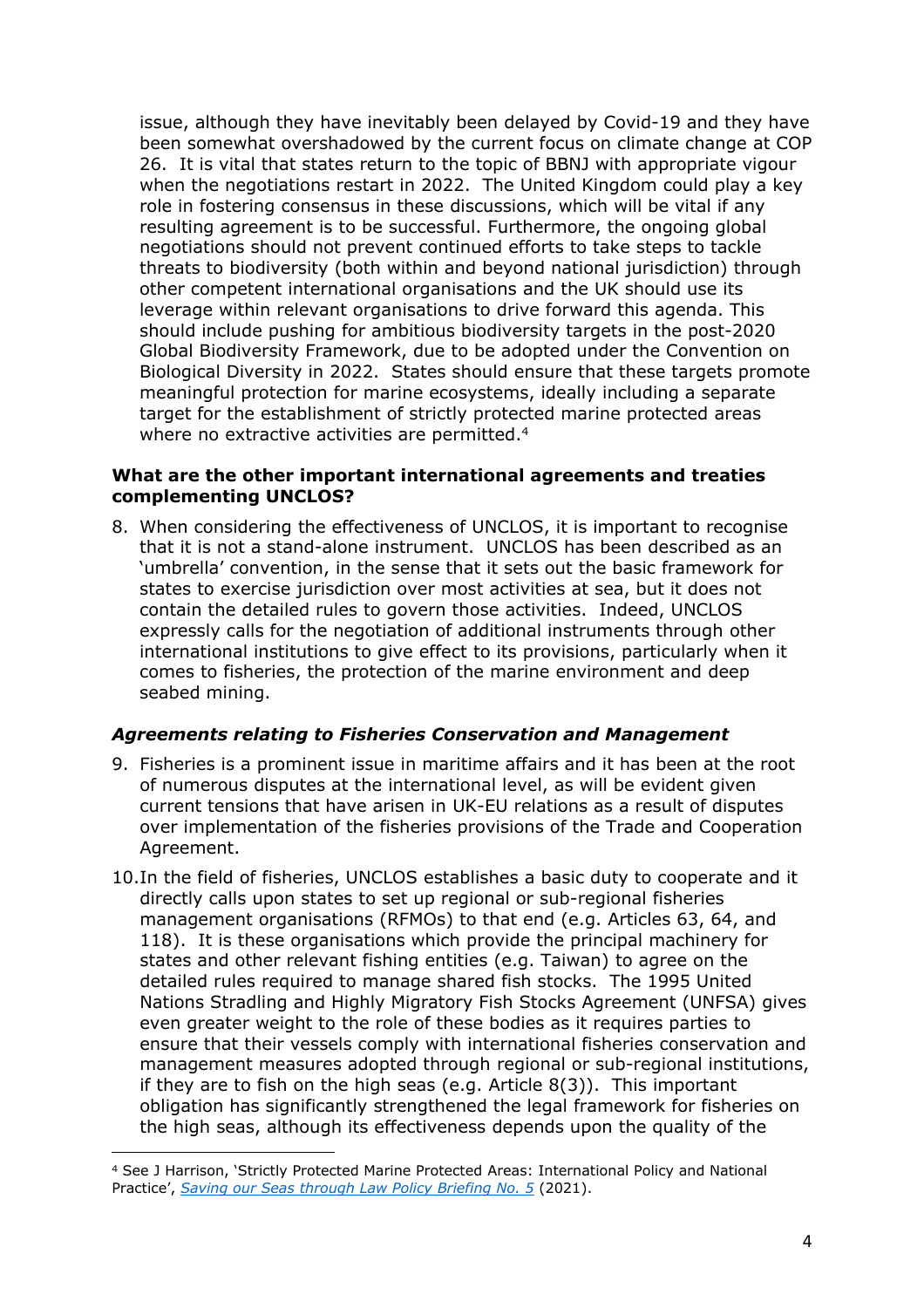issue, although they have inevitably been delayed by Covid-19 and they have been somewhat overshadowed by the current focus on climate change at COP 26. It is vital that states return to the topic of BBNJ with appropriate vigour when the negotiations restart in 2022. The United Kingdom could play a key role in fostering consensus in these discussions, which will be vital if any resulting agreement is to be successful. Furthermore, the ongoing global negotiations should not prevent continued efforts to take steps to tackle threats to biodiversity (both within and beyond national jurisdiction) through other competent international organisations and the UK should use its leverage within relevant organisations to drive forward this agenda. This should include pushing for ambitious biodiversity targets in the post-2020 Global Biodiversity Framework, due to be adopted under the Convention on Biological Diversity in 2022. States should ensure that these targets promote meaningful protection for marine ecosystems, ideally including a separate target for the establishment of strictly protected marine protected areas where no extractive activities are permitted.[4]

### What are the other important international agreements and treaties complementing UNCLOS?

8. When considering the effectiveness of UNCLOS, it is important to recognise that it is not a stand-alone instrument. UNCLOS has been described as an 'umbrella' convention, in the sense that it sets out the basic framework for states to exercise jurisdiction over most activities at sea, but it does not contain the detailed rules to govern those activities. Indeed, UNCLOS expressly calls for the negotiation of additional instruments through other international institutions to give effect to its provisions, particularly when it comes to fisheries, the protection of the marine environment and deep seabed mining.

#### *Agreements relating to Fisheries Conservation and Management*

9. Fisheries is a prominent issue in maritime affairs and it has been at the root of numerous disputes at the international level, as will be evident given current tensions that have arisen in UK-EU relations as a result of disputes over implementation of the fisheries provisions of the Trade and Cooperation Agreement.

10. In the field of fisheries, UNCLOS establishes a basic duty to cooperate and it directly calls upon states to set up regional or sub-regional fisheries management organisations (RFMOs) to that end (e.g. Articles 63, 64, and 118). It is these organisations which provide the principal machinery for states and other relevant fishing entities (e.g. Taiwan) to agree on the detailed rules required to manage shared fish stocks. The 1995 United Nations Stradling and Highly Migratory Fish Stocks Agreement (UNFSA) gives even greater weight to the role of these bodies as it requires parties to ensure that their vessels comply with international fisheries conservation and management measures adopted through regional or sub-regional institutions, if they are to fish on the high seas (e.g. Article 8(3)). This important obligation has significantly strengthened the legal framework for fisheries on the high seas, although its effectiveness depends upon the quality of the

---

[4] See J Harrison, 'Strictly Protected Marine Protected Areas: International Policy and National Practice', *Saving our Seas through Law Policy Briefing No. 5* (2021).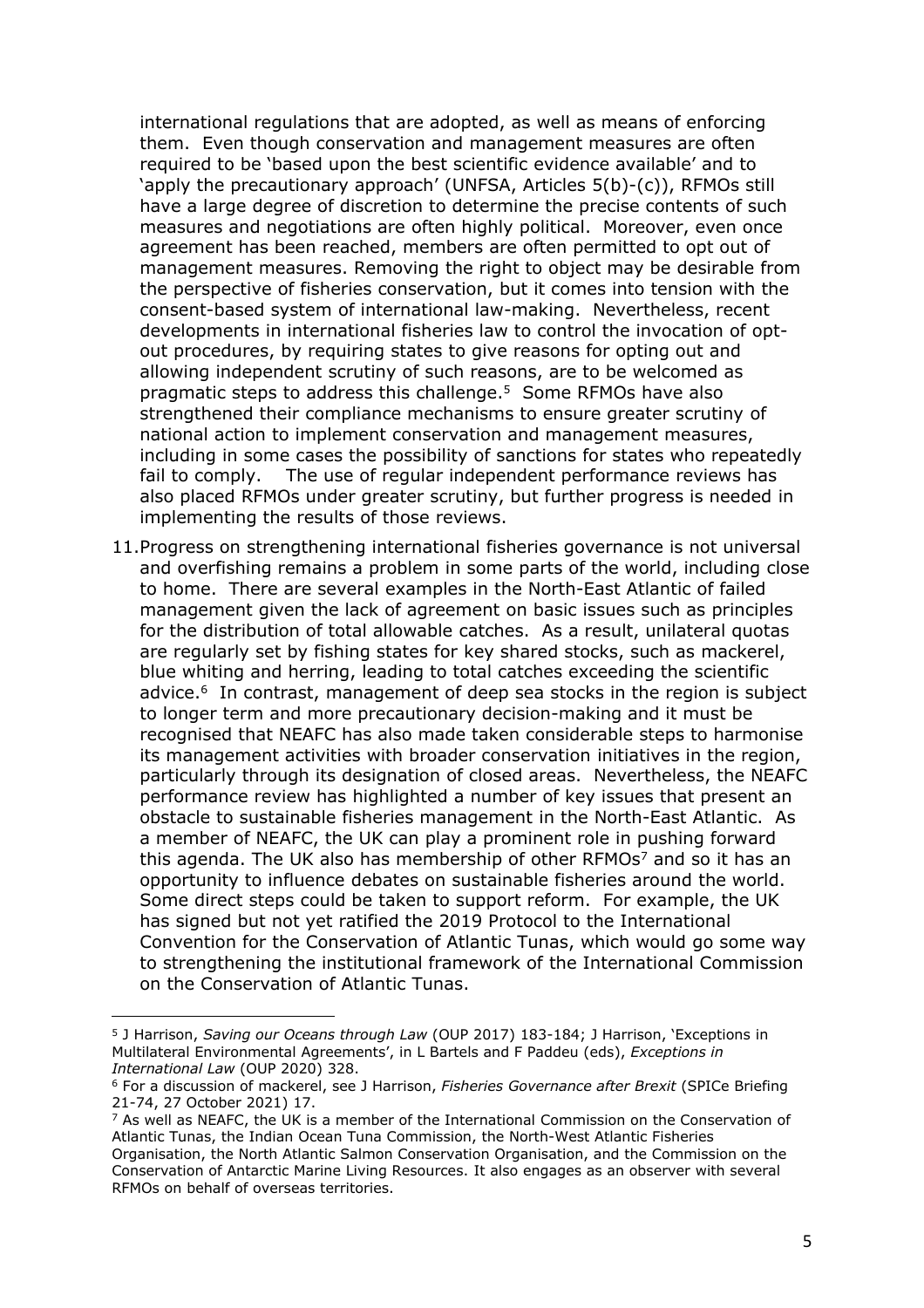international regulations that are adopted, as well as means of enforcing them. Even though conservation and management measures are often required to be 'based upon the best scientific evidence available' and to 'apply the precautionary approach' (UNFSA, Articles 5(b)-(c)), RFMOs still have a large degree of discretion to determine the precise contents of such measures and negotiations are often highly political. Moreover, even once agreement has been reached, members are often permitted to opt out of management measures. Removing the right to object may be desirable from the perspective of fisheries conservation, but it comes into tension with the consent-based system of international law-making. Nevertheless, recent developments in international fisheries law to control the invocation of opt-out procedures, by requiring states to give reasons for opting out and allowing independent scrutiny of such reasons, are to be welcomed as pragmatic steps to address this challenge.[5] Some RFMOs have also strengthened their compliance mechanisms to ensure greater scrutiny of national action to implement conservation and management measures, including in some cases the possibility of sanctions for states who repeatedly fail to comply. The use of regular independent performance reviews has also placed RFMOs under greater scrutiny, but further progress is needed in implementing the results of those reviews.

11. Progress on strengthening international fisheries governance is not universal and overfishing remains a problem in some parts of the world, including close to home. There are several examples in the North-East Atlantic of failed management given the lack of agreement on basic issues such as principles for the distribution of total allowable catches. As a result, unilateral quotas are regularly set by fishing states for key shared stocks, such as mackerel, blue whiting and herring, leading to total catches exceeding the scientific advice.[6] In contrast, management of deep sea stocks in the region is subject to longer term and more precautionary decision-making and it must be recognised that NEAFC has also made taken considerable steps to harmonise its management activities with broader conservation initiatives in the region, particularly through its designation of closed areas. Nevertheless, the NEAFC performance review has highlighted a number of key issues that present an obstacle to sustainable fisheries management in the North-East Atlantic. As a member of NEAFC, the UK can play a prominent role in pushing forward this agenda. The UK also has membership of other RFMOs[7] and so it has an opportunity to influence debates on sustainable fisheries around the world. Some direct steps could be taken to support reform. For example, the UK has signed but not yet ratified the 2019 Protocol to the International Convention for the Conservation of Atlantic Tunas, which would go some way to strengthening the institutional framework of the International Commission on the Conservation of Atlantic Tunas.

---

[5] J Harrison, *Saving our Oceans through Law* (OUP 2017) 183-184; J Harrison, 'Exceptions in Multilateral Environmental Agreements', in L Bartels and F Paddeu (eds), *Exceptions in International Law* (OUP 2020) 328.

[6] For a discussion of mackerel, see J Harrison, *Fisheries Governance after Brexit* (SPICe Briefing 21-74, 27 October 2021) 17.

[7] As well as NEAFC, the UK is a member of the International Commission on the Conservation of Atlantic Tunas, the Indian Ocean Tuna Commission, the North-West Atlantic Fisheries Organisation, the North Atlantic Salmon Conservation Organisation, and the Commission on the Conservation of Antarctic Marine Living Resources. It also engages as an observer with several RFMOs on behalf of overseas territories.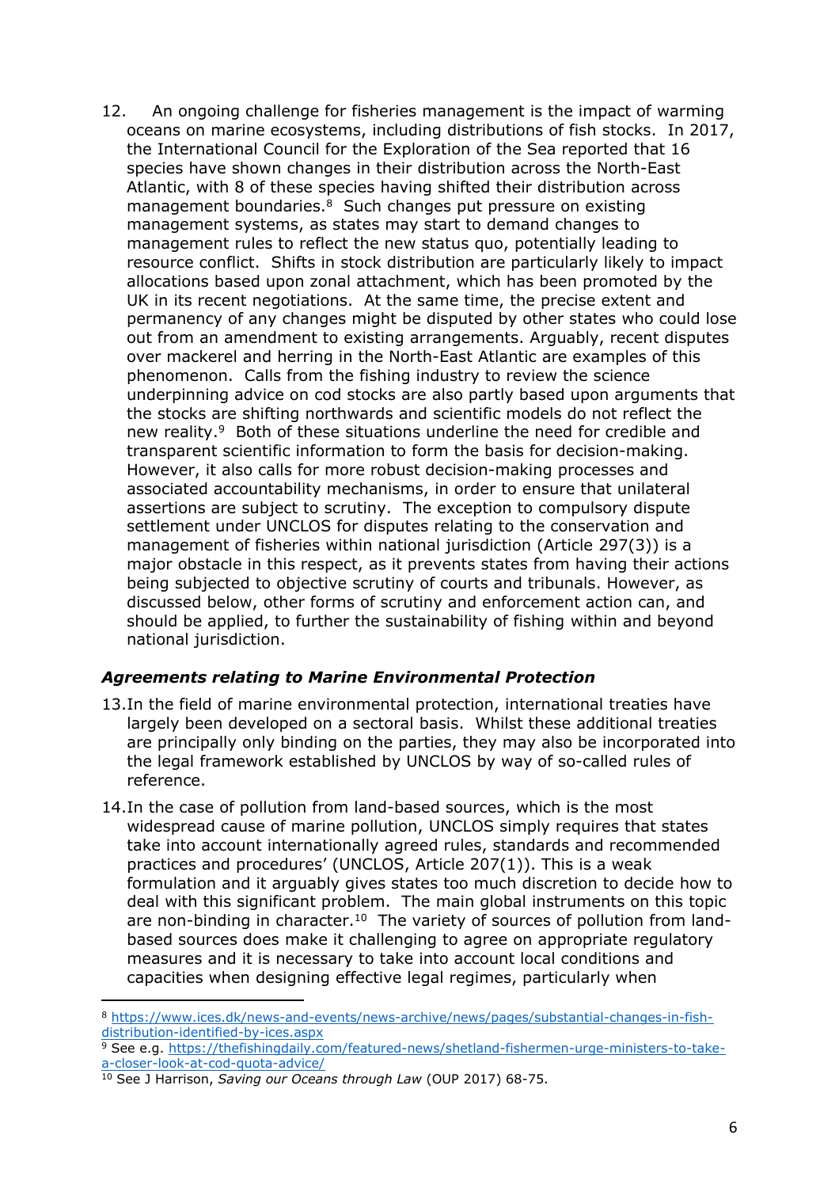12. An ongoing challenge for fisheries management is the impact of warming oceans on marine ecosystems, including distributions of fish stocks. In 2017, the International Council for the Exploration of the Sea reported that 16 species have shown changes in their distribution across the North-East Atlantic, with 8 of these species having shifted their distribution across management boundaries.[8] Such changes put pressure on existing management systems, as states may start to demand changes to management rules to reflect the new status quo, potentially leading to resource conflict. Shifts in stock distribution are particularly likely to impact allocations based upon zonal attachment, which has been promoted by the UK in its recent negotiations. At the same time, the precise extent and permanency of any changes might be disputed by other states who could lose out from an amendment to existing arrangements. Arguably, recent disputes over mackerel and herring in the North-East Atlantic are examples of this phenomenon. Calls from the fishing industry to review the science underpinning advice on cod stocks are also partly based upon arguments that the stocks are shifting northwards and scientific models do not reflect the new reality.[9] Both of these situations underline the need for credible and transparent scientific information to form the basis for decision-making. However, it also calls for more robust decision-making processes and associated accountability mechanisms, in order to ensure that unilateral assertions are subject to scrutiny. The exception to compulsory dispute settlement under UNCLOS for disputes relating to the conservation and management of fisheries within national jurisdiction (Article 297(3)) is a major obstacle in this respect, as it prevents states from having their actions being subjected to objective scrutiny of courts and tribunals. However, as discussed below, other forms of scrutiny and enforcement action can, and should be applied, to further the sustainability of fishing within and beyond national jurisdiction.

### *Agreements relating to Marine Environmental Protection*

13. In the field of marine environmental protection, international treaties have largely been developed on a sectoral basis. Whilst these additional treaties are principally only binding on the parties, they may also be incorporated into the legal framework established by UNCLOS by way of so-called rules of reference.

14. In the case of pollution from land-based sources, which is the most widespread cause of marine pollution, UNCLOS simply requires that states take into account internationally agreed rules, standards and recommended practices and procedures' (UNCLOS, Article 207(1)). This is a weak formulation and it arguably gives states too much discretion to decide how to deal with this significant problem. The main global instruments on this topic are non-binding in character.[10] The variety of sources of pollution from land-based sources does make it challenging to agree on appropriate regulatory measures and it is necessary to take into account local conditions and capacities when designing effective legal regimes, particularly when

---

[8] https://www.ices.dk/news-and-events/news-archive/news/pages/substantial-changes-in-fish-distribution-identified-by-ices.aspx

[9] See e.g. https://thefishingdaily.com/featured-news/shetland-fishermen-urge-ministers-to-take-a-closer-look-at-cod-quota-advice/

[10] See J Harrison, *Saving our Oceans through Law* (OUP 2017) 68-75.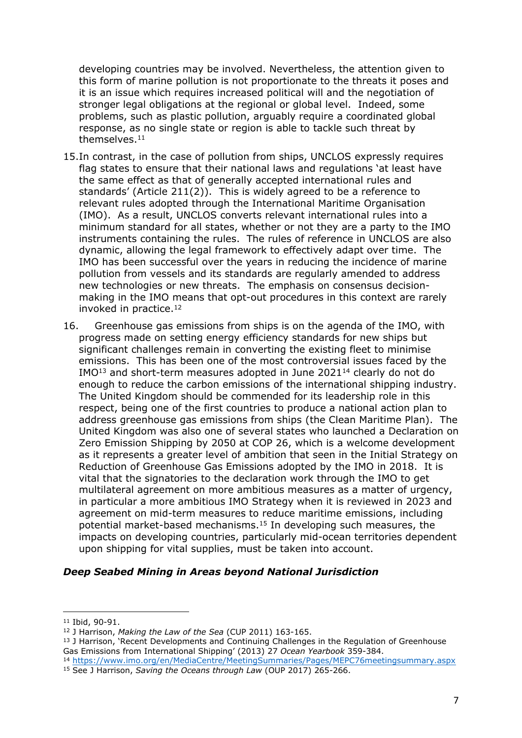developing countries may be involved. Nevertheless, the attention given to this form of marine pollution is not proportionate to the threats it poses and it is an issue which requires increased political will and the negotiation of stronger legal obligations at the regional or global level. Indeed, some problems, such as plastic pollution, arguably require a coordinated global response, as no single state or region is able to tackle such threat by themselves.[11]

15. In contrast, in the case of pollution from ships, UNCLOS expressly requires flag states to ensure that their national laws and regulations 'at least have the same effect as that of generally accepted international rules and standards' (Article 211(2)). This is widely agreed to be a reference to relevant rules adopted through the International Maritime Organisation (IMO). As a result, UNCLOS converts relevant international rules into a minimum standard for all states, whether or not they are a party to the IMO instruments containing the rules. The rules of reference in UNCLOS are also dynamic, allowing the legal framework to effectively adapt over time. The IMO has been successful over the years in reducing the incidence of marine pollution from vessels and its standards are regularly amended to address new technologies or new threats. The emphasis on consensus decision-making in the IMO means that opt-out procedures in this context are rarely invoked in practice.[12]

16. Greenhouse gas emissions from ships is on the agenda of the IMO, with progress made on setting energy efficiency standards for new ships but significant challenges remain in converting the existing fleet to minimise emissions. This has been one of the most controversial issues faced by the IMO[13] and short-term measures adopted in June 2021[14] clearly do not do enough to reduce the carbon emissions of the international shipping industry. The United Kingdom should be commended for its leadership role in this respect, being one of the first countries to produce a national action plan to address greenhouse gas emissions from ships (the Clean Maritime Plan). The United Kingdom was also one of several states who launched a Declaration on Zero Emission Shipping by 2050 at COP 26, which is a welcome development as it represents a greater level of ambition that seen in the Initial Strategy on Reduction of Greenhouse Gas Emissions adopted by the IMO in 2018. It is vital that the signatories to the declaration work through the IMO to get multilateral agreement on more ambitious measures as a matter of urgency, in particular a more ambitious IMO Strategy when it is reviewed in 2023 and agreement on mid-term measures to reduce maritime emissions, including potential market-based mechanisms.[15] In developing such measures, the impacts on developing countries, particularly mid-ocean territories dependent upon shipping for vital supplies, must be taken into account.

### *Deep Seabed Mining in Areas beyond National Jurisdiction*

---

[11] Ibid, 90-91.

[12] J Harrison, *Making the Law of the Sea* (CUP 2011) 163-165.

[13] J Harrison, 'Recent Developments and Continuing Challenges in the Regulation of Greenhouse Gas Emissions from International Shipping' (2013) 27 *Ocean Yearbook* 359-384.

[14] https://www.imo.org/en/MediaCentre/MeetingSummaries/Pages/MEPC76meetingsummary.aspx

[15] See J Harrison, *Saving the Oceans through Law* (OUP 2017) 265-266.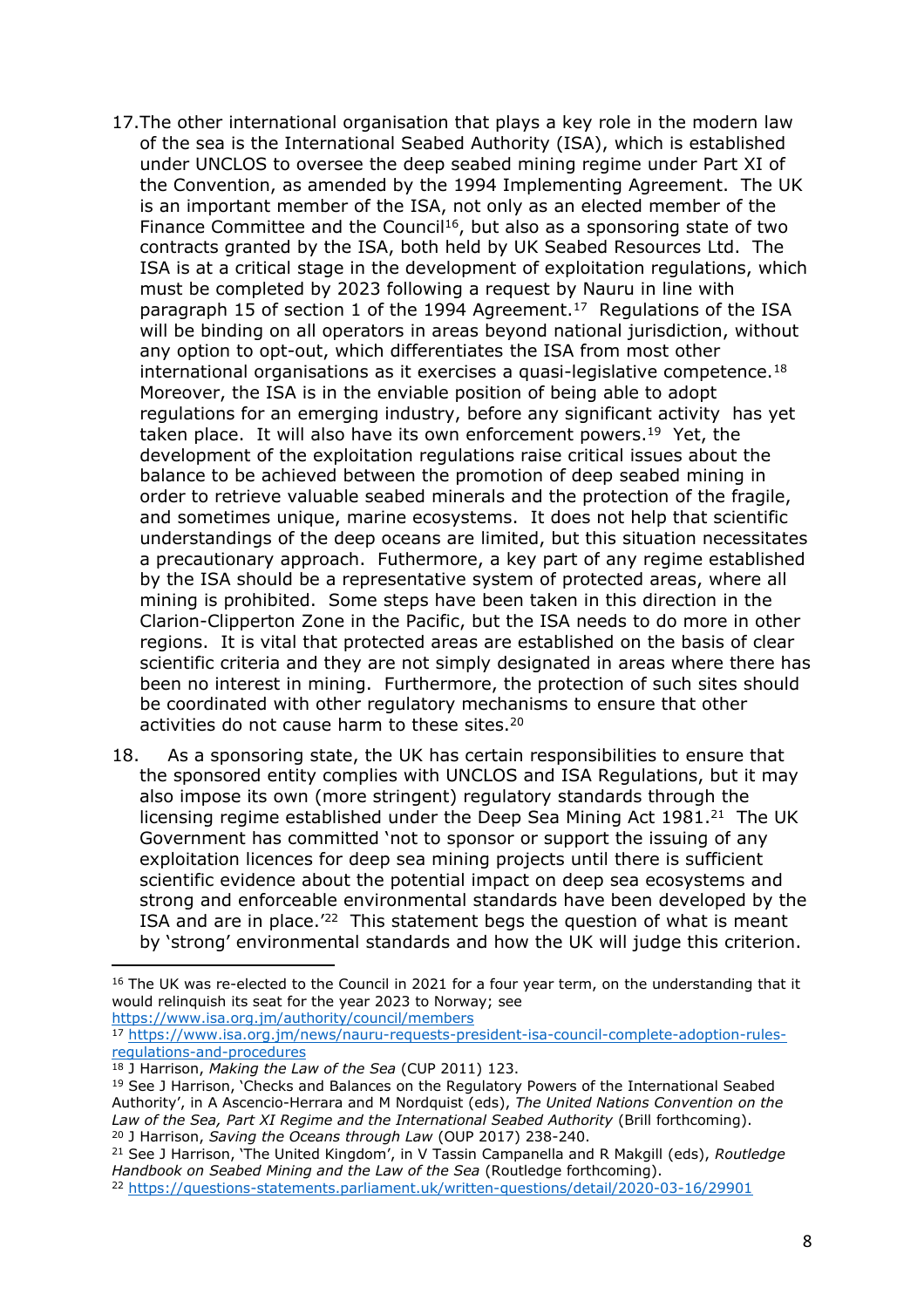17. The other international organisation that plays a key role in the modern law of the sea is the International Seabed Authority (ISA), which is established under UNCLOS to oversee the deep seabed mining regime under Part XI of the Convention, as amended by the 1994 Implementing Agreement. The UK is an important member of the ISA, not only as an elected member of the Finance Committee and the Council[16], but also as a sponsoring state of two contracts granted by the ISA, both held by UK Seabed Resources Ltd. The ISA is at a critical stage in the development of exploitation regulations, which must be completed by 2023 following a request by Nauru in line with paragraph 15 of section 1 of the 1994 Agreement.[17] Regulations of the ISA will be binding on all operators in areas beyond national jurisdiction, without any option to opt-out, which differentiates the ISA from most other international organisations as it exercises a quasi-legislative competence.[18] Moreover, the ISA is in the enviable position of being able to adopt regulations for an emerging industry, before any significant activity has yet taken place. It will also have its own enforcement powers.[19] Yet, the development of the exploitation regulations raise critical issues about the balance to be achieved between the promotion of deep seabed mining in order to retrieve valuable seabed minerals and the protection of the fragile, and sometimes unique, marine ecosystems. It does not help that scientific understandings of the deep oceans are limited, but this situation necessitates a precautionary approach. Futhermore, a key part of any regime established by the ISA should be a representative system of protected areas, where all mining is prohibited. Some steps have been taken in this direction in the Clarion-Clipperton Zone in the Pacific, but the ISA needs to do more in other regions. It is vital that protected areas are established on the basis of clear scientific criteria and they are not simply designated in areas where there has been no interest in mining. Furthermore, the protection of such sites should be coordinated with other regulatory mechanisms to ensure that other activities do not cause harm to these sites.[20]

18. As a sponsoring state, the UK has certain responsibilities to ensure that the sponsored entity complies with UNCLOS and ISA Regulations, but it may also impose its own (more stringent) regulatory standards through the licensing regime established under the Deep Sea Mining Act 1981.[21] The UK Government has committed 'not to sponsor or support the issuing of any exploitation licences for deep sea mining projects until there is sufficient scientific evidence about the potential impact on deep sea ecosystems and strong and enforceable environmental standards have been developed by the ISA and are in place.'[22] This statement begs the question of what is meant by 'strong' environmental standards and how the UK will judge this criterion.

---

[16] The UK was re-elected to the Council in 2021 for a four year term, on the understanding that it would relinquish its seat for the year 2023 to Norway; see https://www.isa.org.jm/authority/council/members

[17] https://www.isa.org.jm/news/nauru-requests-president-isa-council-complete-adoption-rules-regulations-and-procedures

[18] J Harrison, *Making the Law of the Sea* (CUP 2011) 123.

[19] See J Harrison, 'Checks and Balances on the Regulatory Powers of the International Seabed Authority', in A Ascencio-Herrara and M Nordquist (eds), *The United Nations Convention on the Law of the Sea, Part XI Regime and the International Seabed Authority* (Brill forthcoming).

[20] J Harrison, *Saving the Oceans through Law* (OUP 2017) 238-240.

[21] See J Harrison, 'The United Kingdom', in V Tassin Campanella and R Makgill (eds), *Routledge Handbook on Seabed Mining and the Law of the Sea* (Routledge forthcoming).

[22] https://questions-statements.parliament.uk/written-questions/detail/2020-03-16/29901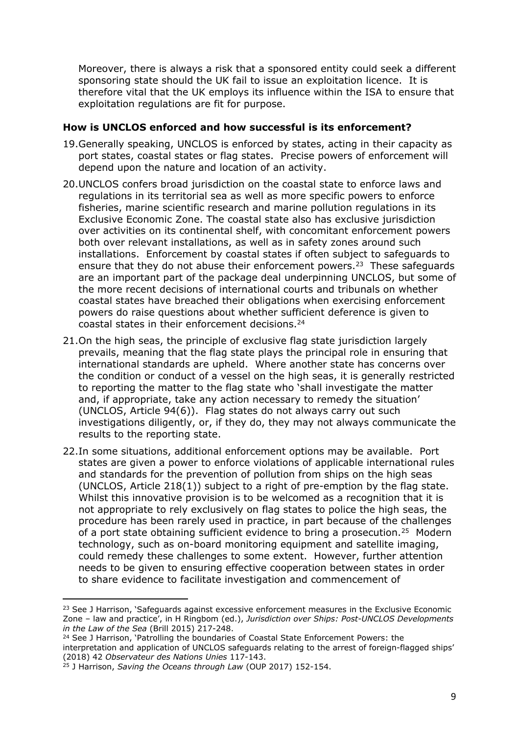Moreover, there is always a risk that a sponsored entity could seek a different sponsoring state should the UK fail to issue an exploitation licence. It is therefore vital that the UK employs its influence within the ISA to ensure that exploitation regulations are fit for purpose.

**How is UNCLOS enforced and how successful is its enforcement?**

19. Generally speaking, UNCLOS is enforced by states, acting in their capacity as port states, coastal states or flag states. Precise powers of enforcement will depend upon the nature and location of an activity.

20. UNCLOS confers broad jurisdiction on the coastal state to enforce laws and regulations in its territorial sea as well as more specific powers to enforce fisheries, marine scientific research and marine pollution regulations in its Exclusive Economic Zone. The coastal state also has exclusive jurisdiction over activities on its continental shelf, with concomitant enforcement powers both over relevant installations, as well as in safety zones around such installations. Enforcement by coastal states if often subject to safeguards to ensure that they do not abuse their enforcement powers.[23] These safeguards are an important part of the package deal underpinning UNCLOS, but some of the more recent decisions of international courts and tribunals on whether coastal states have breached their obligations when exercising enforcement powers do raise questions about whether sufficient deference is given to coastal states in their enforcement decisions.[24]

21. On the high seas, the principle of exclusive flag state jurisdiction largely prevails, meaning that the flag state plays the principal role in ensuring that international standards are upheld. Where another state has concerns over the condition or conduct of a vessel on the high seas, it is generally restricted to reporting the matter to the flag state who 'shall investigate the matter and, if appropriate, take any action necessary to remedy the situation' (UNCLOS, Article 94(6)). Flag states do not always carry out such investigations diligently, or, if they do, they may not always communicate the results to the reporting state.

22. In some situations, additional enforcement options may be available. Port states are given a power to enforce violations of applicable international rules and standards for the prevention of pollution from ships on the high seas (UNCLOS, Article 218(1)) subject to a right of pre-emption by the flag state. Whilst this innovative provision is to be welcomed as a recognition that it is not appropriate to rely exclusively on flag states to police the high seas, the procedure has been rarely used in practice, in part because of the challenges of a port state obtaining sufficient evidence to bring a prosecution.[25] Modern technology, such as on-board monitoring equipment and satellite imaging, could remedy these challenges to some extent. However, further attention needs to be given to ensuring effective cooperation between states in order to share evidence to facilitate investigation and commencement of

---

[23] See J Harrison, 'Safeguards against excessive enforcement measures in the Exclusive Economic Zone – law and practice', in H Ringbom (ed.), *Jurisdiction over Ships: Post-UNCLOS Developments in the Law of the Sea* (Brill 2015) 217-248.

[24] See J Harrison, 'Patrolling the boundaries of Coastal State Enforcement Powers: the interpretation and application of UNCLOS safeguards relating to the arrest of foreign-flagged ships' (2018) 42 *Observateur des Nations Unies* 117-143.

[25] J Harrison, *Saving the Oceans through Law* (OUP 2017) 152-154.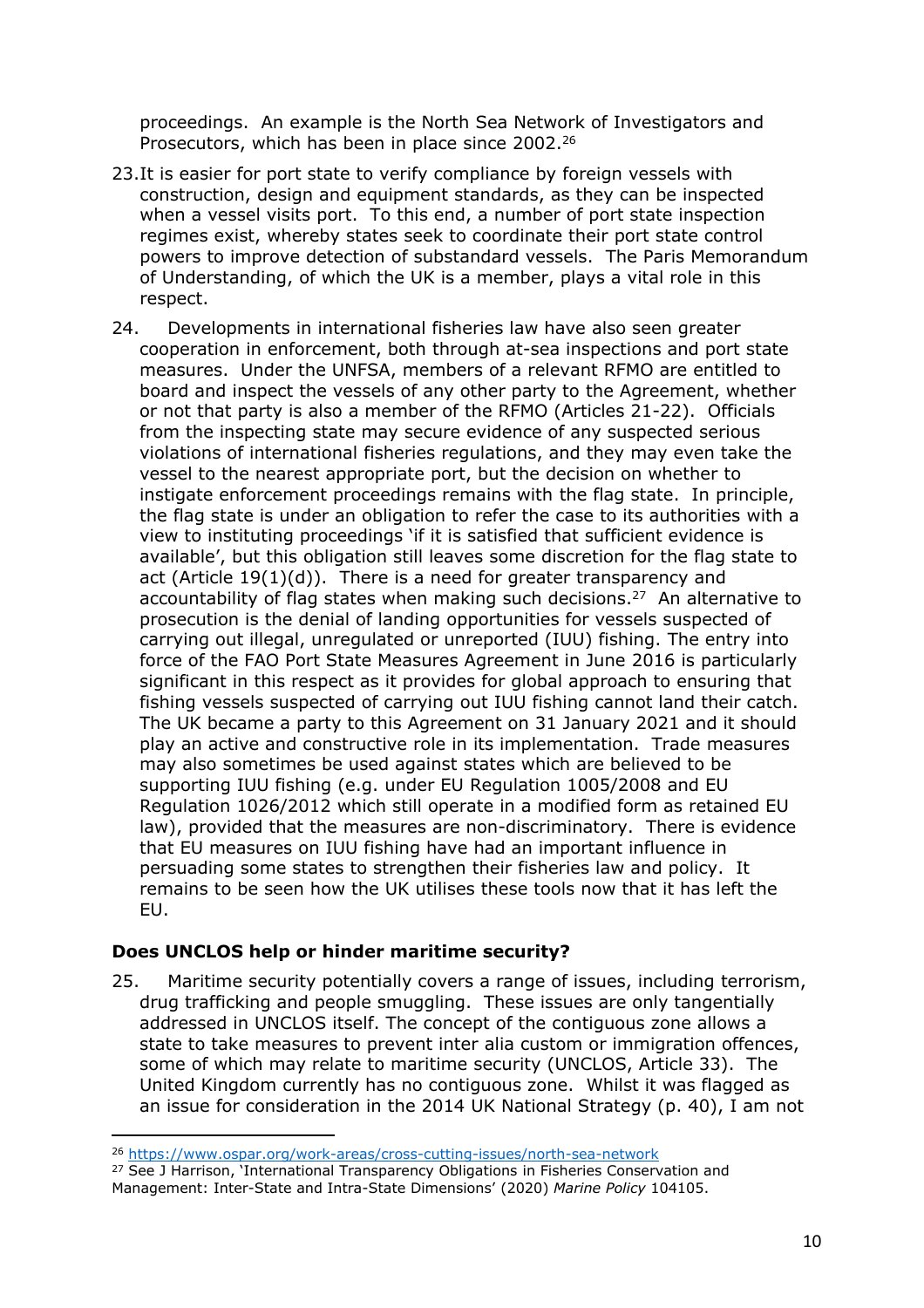proceedings. An example is the North Sea Network of Investigators and Prosecutors, which has been in place since 2002.[26]

23. It is easier for port state to verify compliance by foreign vessels with construction, design and equipment standards, as they can be inspected when a vessel visits port. To this end, a number of port state inspection regimes exist, whereby states seek to coordinate their port state control powers to improve detection of substandard vessels. The Paris Memorandum of Understanding, of which the UK is a member, plays a vital role in this respect.

24. Developments in international fisheries law have also seen greater cooperation in enforcement, both through at-sea inspections and port state measures. Under the UNFSA, members of a relevant RFMO are entitled to board and inspect the vessels of any other party to the Agreement, whether or not that party is also a member of the RFMO (Articles 21-22). Officials from the inspecting state may secure evidence of any suspected serious violations of international fisheries regulations, and they may even take the vessel to the nearest appropriate port, but the decision on whether to instigate enforcement proceedings remains with the flag state. In principle, the flag state is under an obligation to refer the case to its authorities with a view to instituting proceedings 'if it is satisfied that sufficient evidence is available', but this obligation still leaves some discretion for the flag state to act (Article 19(1)(d)). There is a need for greater transparency and accountability of flag states when making such decisions.[27] An alternative to prosecution is the denial of landing opportunities for vessels suspected of carrying out illegal, unregulated or unreported (IUU) fishing. The entry into force of the FAO Port State Measures Agreement in June 2016 is particularly significant in this respect as it provides for global approach to ensuring that fishing vessels suspected of carrying out IUU fishing cannot land their catch. The UK became a party to this Agreement on 31 January 2021 and it should play an active and constructive role in its implementation. Trade measures may also sometimes be used against states which are believed to be supporting IUU fishing (e.g. under EU Regulation 1005/2008 and EU Regulation 1026/2012 which still operate in a modified form as retained EU law), provided that the measures are non-discriminatory. There is evidence that EU measures on IUU fishing have had an important influence in persuading some states to strengthen their fisheries law and policy. It remains to be seen how the UK utilises these tools now that it has left the EU.

### Does UNCLOS help or hinder maritime security?

25. Maritime security potentially covers a range of issues, including terrorism, drug trafficking and people smuggling. These issues are only tangentially addressed in UNCLOS itself. The concept of the contiguous zone allows a state to take measures to prevent inter alia custom or immigration offences, some of which may relate to maritime security (UNCLOS, Article 33). The United Kingdom currently has no contiguous zone. Whilst it was flagged as an issue for consideration in the 2014 UK National Strategy (p. 40), I am not

---

[26] https://www.ospar.org/work-areas/cross-cutting-issues/north-sea-network

[27] See J Harrison, 'International Transparency Obligations in Fisheries Conservation and Management: Inter-State and Intra-State Dimensions' (2020) *Marine Policy* 104105.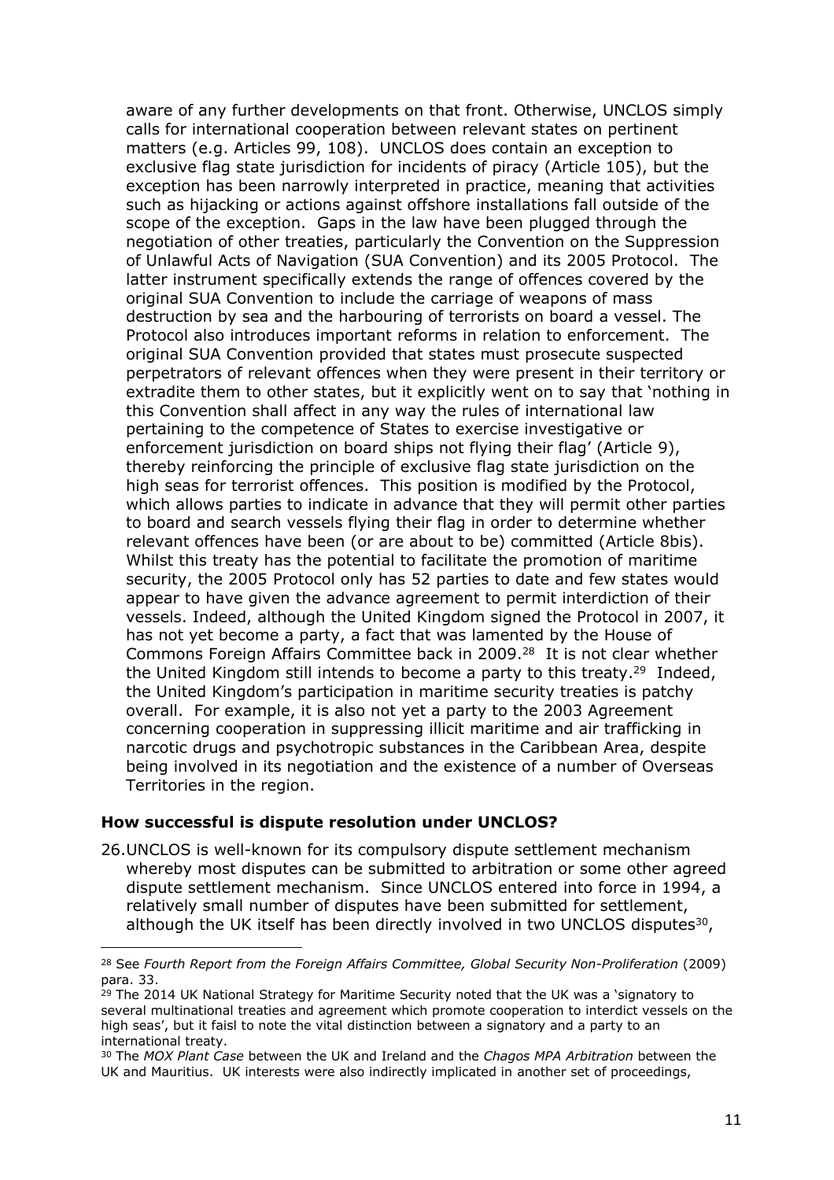aware of any further developments on that front. Otherwise, UNCLOS simply calls for international cooperation between relevant states on pertinent matters (e.g. Articles 99, 108). UNCLOS does contain an exception to exclusive flag state jurisdiction for incidents of piracy (Article 105), but the exception has been narrowly interpreted in practice, meaning that activities such as hijacking or actions against offshore installations fall outside of the scope of the exception. Gaps in the law have been plugged through the negotiation of other treaties, particularly the Convention on the Suppression of Unlawful Acts of Navigation (SUA Convention) and its 2005 Protocol. The latter instrument specifically extends the range of offences covered by the original SUA Convention to include the carriage of weapons of mass destruction by sea and the harbouring of terrorists on board a vessel. The Protocol also introduces important reforms in relation to enforcement. The original SUA Convention provided that states must prosecute suspected perpetrators of relevant offences when they were present in their territory or extradite them to other states, but it explicitly went on to say that 'nothing in this Convention shall affect in any way the rules of international law pertaining to the competence of States to exercise investigative or enforcement jurisdiction on board ships not flying their flag' (Article 9), thereby reinforcing the principle of exclusive flag state jurisdiction on the high seas for terrorist offences. This position is modified by the Protocol, which allows parties to indicate in advance that they will permit other parties to board and search vessels flying their flag in order to determine whether relevant offences have been (or are about to be) committed (Article 8bis). Whilst this treaty has the potential to facilitate the promotion of maritime security, the 2005 Protocol only has 52 parties to date and few states would appear to have given the advance agreement to permit interdiction of their vessels. Indeed, although the United Kingdom signed the Protocol in 2007, it has not yet become a party, a fact that was lamented by the House of Commons Foreign Affairs Committee back in 2009.[28] It is not clear whether the United Kingdom still intends to become a party to this treaty.[29] Indeed, the United Kingdom's participation in maritime security treaties is patchy overall. For example, it is also not yet a party to the 2003 Agreement concerning cooperation in suppressing illicit maritime and air trafficking in narcotic drugs and psychotropic substances in the Caribbean Area, despite being involved in its negotiation and the existence of a number of Overseas Territories in the region.

### How successful is dispute resolution under UNCLOS?

26. UNCLOS is well-known for its compulsory dispute settlement mechanism whereby most disputes can be submitted to arbitration or some other agreed dispute settlement mechanism. Since UNCLOS entered into force in 1994, a relatively small number of disputes have been submitted for settlement, although the UK itself has been directly involved in two UNCLOS disputes[30],

---

[28] See *Fourth Report from the Foreign Affairs Committee, Global Security Non-Proliferation* (2009) para. 33.

[29] The 2014 UK National Strategy for Maritime Security noted that the UK was a 'signatory to several multinational treaties and agreement which promote cooperation to interdict vessels on the high seas', but it faisl to note the vital distinction between a signatory and a party to an international treaty.

[30] The *MOX Plant Case* between the UK and Ireland and the *Chagos MPA Arbitration* between the UK and Mauritius. UK interests were also indirectly implicated in another set of proceedings,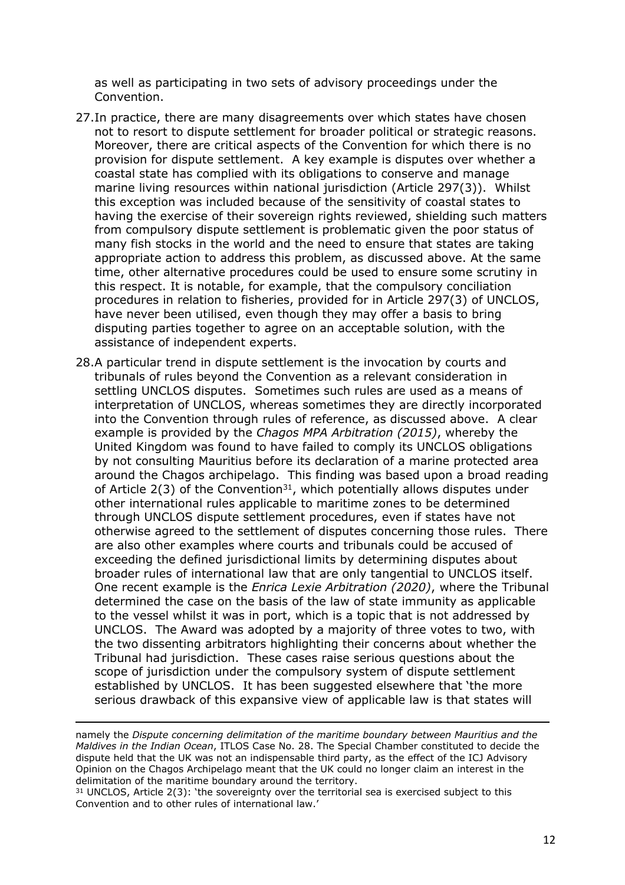as well as participating in two sets of advisory proceedings under the Convention.

27. In practice, there are many disagreements over which states have chosen not to resort to dispute settlement for broader political or strategic reasons. Moreover, there are critical aspects of the Convention for which there is no provision for dispute settlement. A key example is disputes over whether a coastal state has complied with its obligations to conserve and manage marine living resources within national jurisdiction (Article 297(3)). Whilst this exception was included because of the sensitivity of coastal states to having the exercise of their sovereign rights reviewed, shielding such matters from compulsory dispute settlement is problematic given the poor status of many fish stocks in the world and the need to ensure that states are taking appropriate action to address this problem, as discussed above. At the same time, other alternative procedures could be used to ensure some scrutiny in this respect. It is notable, for example, that the compulsory conciliation procedures in relation to fisheries, provided for in Article 297(3) of UNCLOS, have never been utilised, even though they may offer a basis to bring disputing parties together to agree on an acceptable solution, with the assistance of independent experts.

28. A particular trend in dispute settlement is the invocation by courts and tribunals of rules beyond the Convention as a relevant consideration in settling UNCLOS disputes. Sometimes such rules are used as a means of interpretation of UNCLOS, whereas sometimes they are directly incorporated into the Convention through rules of reference, as discussed above. A clear example is provided by the *Chagos MPA Arbitration (2015)*, whereby the United Kingdom was found to have failed to comply its UNCLOS obligations by not consulting Mauritius before its declaration of a marine protected area around the Chagos archipelago. This finding was based upon a broad reading of Article 2(3) of the Convention[31], which potentially allows disputes under other international rules applicable to maritime zones to be determined through UNCLOS dispute settlement procedures, even if states have not otherwise agreed to the settlement of disputes concerning those rules. There are also other examples where courts and tribunals could be accused of exceeding the defined jurisdictional limits by determining disputes about broader rules of international law that are only tangential to UNCLOS itself. One recent example is the *Enrica Lexie Arbitration (2020)*, where the Tribunal determined the case on the basis of the law of state immunity as applicable to the vessel whilst it was in port, which is a topic that is not addressed by UNCLOS. The Award was adopted by a majority of three votes to two, with the two dissenting arbitrators highlighting their concerns about whether the Tribunal had jurisdiction. These cases raise serious questions about the scope of jurisdiction under the compulsory system of dispute settlement established by UNCLOS. It has been suggested elsewhere that 'the more serious drawback of this expansive view of applicable law is that states will

---

namely the *Dispute concerning delimitation of the maritime boundary between Mauritius and the Maldives in the Indian Ocean*, ITLOS Case No. 28. The Special Chamber constituted to decide the dispute held that the UK was not an indispensable third party, as the effect of the ICJ Advisory Opinion on the Chagos Archipelago meant that the UK could no longer claim an interest in the delimitation of the maritime boundary around the territory.

[31] UNCLOS, Article 2(3): 'the sovereignty over the territorial sea is exercised subject to this Convention and to other rules of international law.'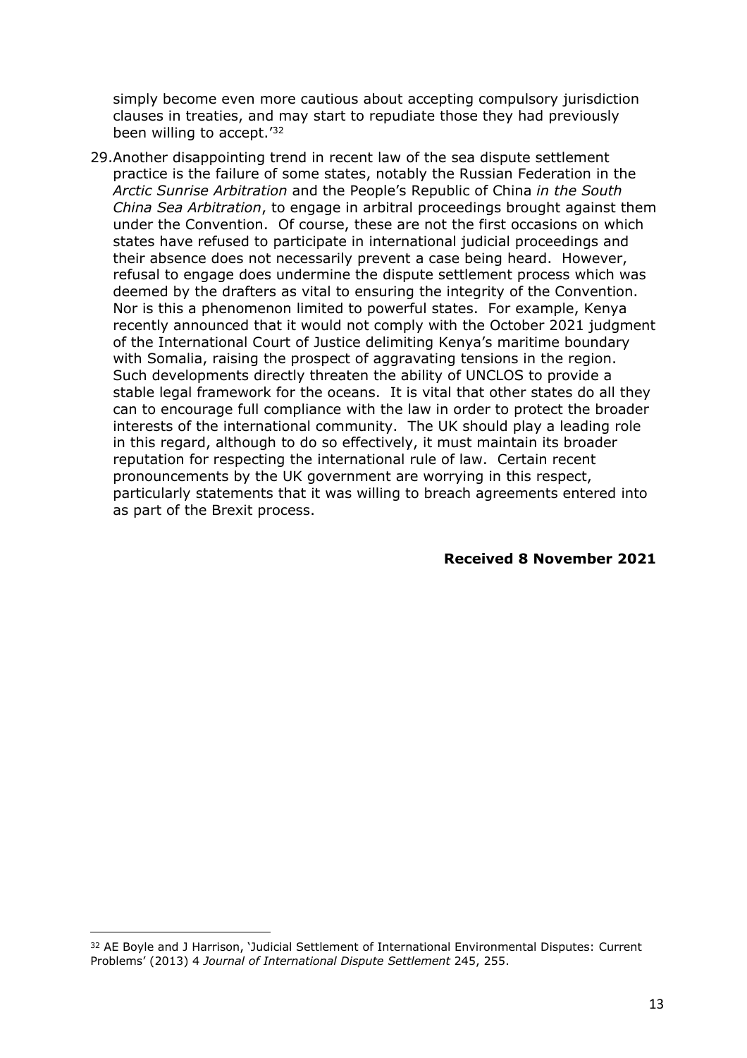simply become even more cautious about accepting compulsory jurisdiction clauses in treaties, and may start to repudiate those they had previously been willing to accept.'[32]

29. Another disappointing trend in recent law of the sea dispute settlement practice is the failure of some states, notably the Russian Federation in the *Arctic Sunrise Arbitration* and the People's Republic of China *in the South China Sea Arbitration*, to engage in arbitral proceedings brought against them under the Convention. Of course, these are not the first occasions on which states have refused to participate in international judicial proceedings and their absence does not necessarily prevent a case being heard. However, refusal to engage does undermine the dispute settlement process which was deemed by the drafters as vital to ensuring the integrity of the Convention. Nor is this a phenomenon limited to powerful states. For example, Kenya recently announced that it would not comply with the October 2021 judgment of the International Court of Justice delimiting Kenya's maritime boundary with Somalia, raising the prospect of aggravating tensions in the region. Such developments directly threaten the ability of UNCLOS to provide a stable legal framework for the oceans. It is vital that other states do all they can to encourage full compliance with the law in order to protect the broader interests of the international community. The UK should play a leading role in this regard, although to do so effectively, it must maintain its broader reputation for respecting the international rule of law. Certain recent pronouncements by the UK government are worrying in this respect, particularly statements that it was willing to breach agreements entered into as part of the Brexit process.

**Received 8 November 2021**

---

[32] AE Boyle and J Harrison, 'Judicial Settlement of International Environmental Disputes: Current Problems' (2013) 4 *Journal of International Dispute Settlement* 245, 255.